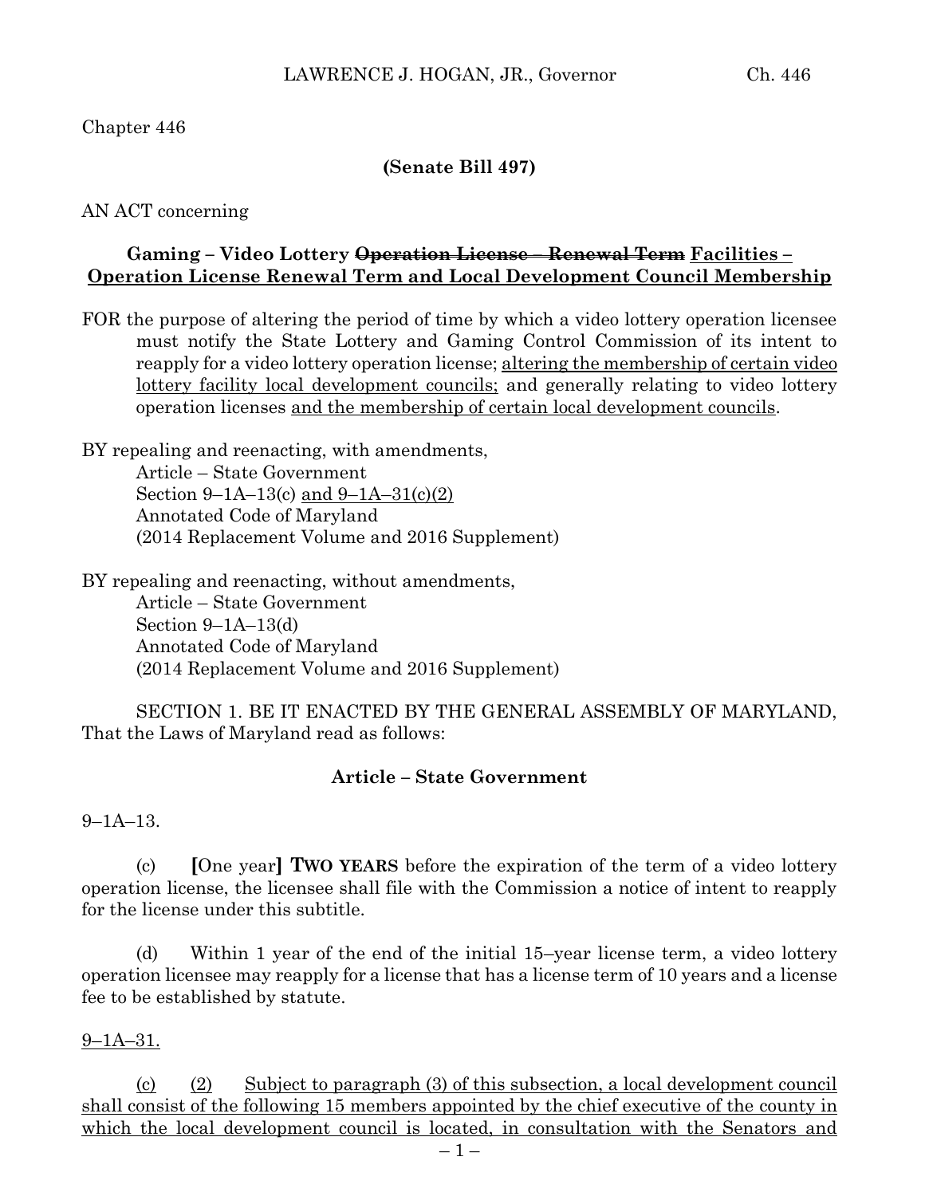Chapter 446

**(Senate Bill 497)**

AN ACT concerning

**Gaming – Video Lottery ~~Operation License – Renewal Term~~ Facilities – Operation License Renewal Term and Local Development Council Membership**

FOR the purpose of altering the period of time by which a video lottery operation licensee must notify the State Lottery and Gaming Control Commission of its intent to reapply for a video lottery operation license; altering the membership of certain video lottery facility local development councils; and generally relating to video lottery operation licenses and the membership of certain local development councils.

BY repealing and reenacting, with amendments,
Article – State Government
Section 9–1A–13(c) and 9–1A–31(c)(2)
Annotated Code of Maryland
(2014 Replacement Volume and 2016 Supplement)

BY repealing and reenacting, without amendments,
Article – State Government
Section 9–1A–13(d)
Annotated Code of Maryland
(2014 Replacement Volume and 2016 Supplement)

SECTION 1. BE IT ENACTED BY THE GENERAL ASSEMBLY OF MARYLAND, That the Laws of Maryland read as follows:

**Article – State Government**

9–1A–13.

(c) **[**One year**]** **TWO YEARS** before the expiration of the term of a video lottery operation license, the licensee shall file with the Commission a notice of intent to reapply for the license under this subtitle.

(d) Within 1 year of the end of the initial 15–year license term, a video lottery operation licensee may reapply for a license that has a license term of 10 years and a license fee to be established by statute.

9–1A–31.

(c) (2) Subject to paragraph (3) of this subsection, a local development council shall consist of the following 15 members appointed by the chief executive of the county in which the local development council is located, in consultation with the Senators and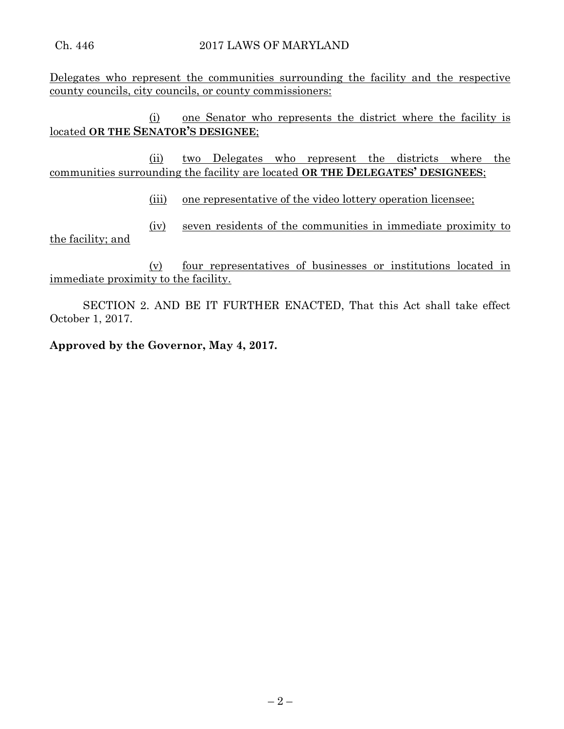Delegates who represent the communities surrounding the facility and the respective county councils, city councils, or county commissioners:

(i) one Senator who represents the district where the facility is located **OR THE SENATOR'S DESIGNEE**;

(ii) two Delegates who represent the districts where the communities surrounding the facility are located **OR THE DELEGATES' DESIGNEES**;

(iii) one representative of the video lottery operation licensee;

(iv) seven residents of the communities in immediate proximity to the facility; and

(v) four representatives of businesses or institutions located in immediate proximity to the facility.

SECTION 2. AND BE IT FURTHER ENACTED, That this Act shall take effect October 1, 2017.

**Approved by the Governor, May 4, 2017.**